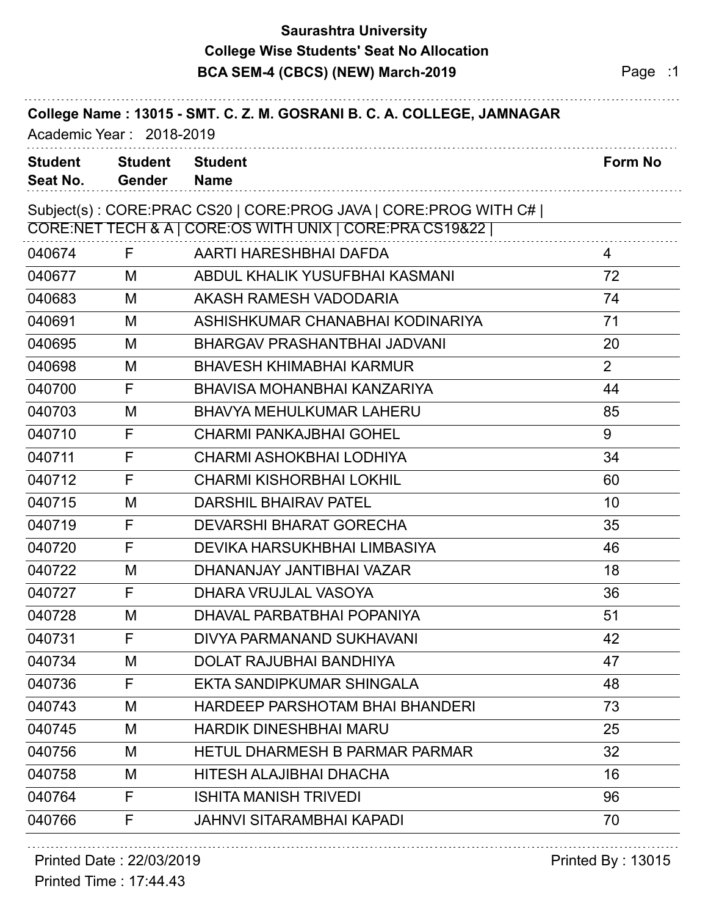# Saurashtra University
## College Wise Students' Seat No Allocation
### BCA SEM-4 (CBCS) (NEW) March-2019

**College Name : 13015 - SMT. C. Z. M. GOSRANI B. C. A. COLLEGE, JAMNAGAR**

Academic Year : 2018-2019

Subject(s) : CORE:PRAC CS20 | CORE:PROG JAVA | CORE:PROG WITH C# | CORE:NET TECH & A | CORE:OS WITH UNIX | CORE:PRA CS19&22 |

| Student Seat No. | Student Gender | Student Name | Form No |
| --- | --- | --- | --- |
| 040674 | F | AARTI HARESHBHAI DAFDA | 4 |
| 040677 | M | ABDUL KHALIK YUSUFBHAI KASMANI | 72 |
| 040683 | M | AKASH RAMESH VADODARIA | 74 |
| 040691 | M | ASHISHKUMAR CHANABHAI KODINARIYA | 71 |
| 040695 | M | BHARGAV PRASHANTBHAI JADVANI | 20 |
| 040698 | M | BHAVESH KHIMABHAI KARMUR | 2 |
| 040700 | F | BHAVISA MOHANBHAI KANZARIYA | 44 |
| 040703 | M | BHAVYA MEHULKUMAR LAHERU | 85 |
| 040710 | F | CHARMI PANKAJBHAI GOHEL | 9 |
| 040711 | F | CHARMI ASHOKBHAI LODHIYA | 34 |
| 040712 | F | CHARMI KISHORBHAI LOKHIL | 60 |
| 040715 | M | DARSHIL BHAIRAV PATEL | 10 |
| 040719 | F | DEVARSHI BHARAT GORECHA | 35 |
| 040720 | F | DEVIKA HARSUKHBHAI LIMBASIYA | 46 |
| 040722 | M | DHANANJAY JANTIBHAI VAZAR | 18 |
| 040727 | F | DHARA VRUJLAL VASOYA | 36 |
| 040728 | M | DHAVAL PARBATBHAI POPANIYA | 51 |
| 040731 | F | DIVYA PARMANAND SUKHAVANI | 42 |
| 040734 | M | DOLAT RAJUBHAI BANDHIYA | 47 |
| 040736 | F | EKTA SANDIPKUMAR SHINGALA | 48 |
| 040743 | M | HARDEEP PARSHOTAM BHAI BHANDERI | 73 |
| 040745 | M | HARDIK DINESHBHAI MARU | 25 |
| 040756 | M | HETUL DHARMESH B PARMAR PARMAR | 32 |
| 040758 | M | HITESH ALAJIBHAI DHACHA | 16 |
| 040764 | F | ISHITA MANISH TRIVEDI | 96 |
| 040766 | F | JAHNVI SITARAMBHAI KAPADI | 70 |

Printed Date : 22/03/2019

Printed Time : 17:44.43

Printed By : 13015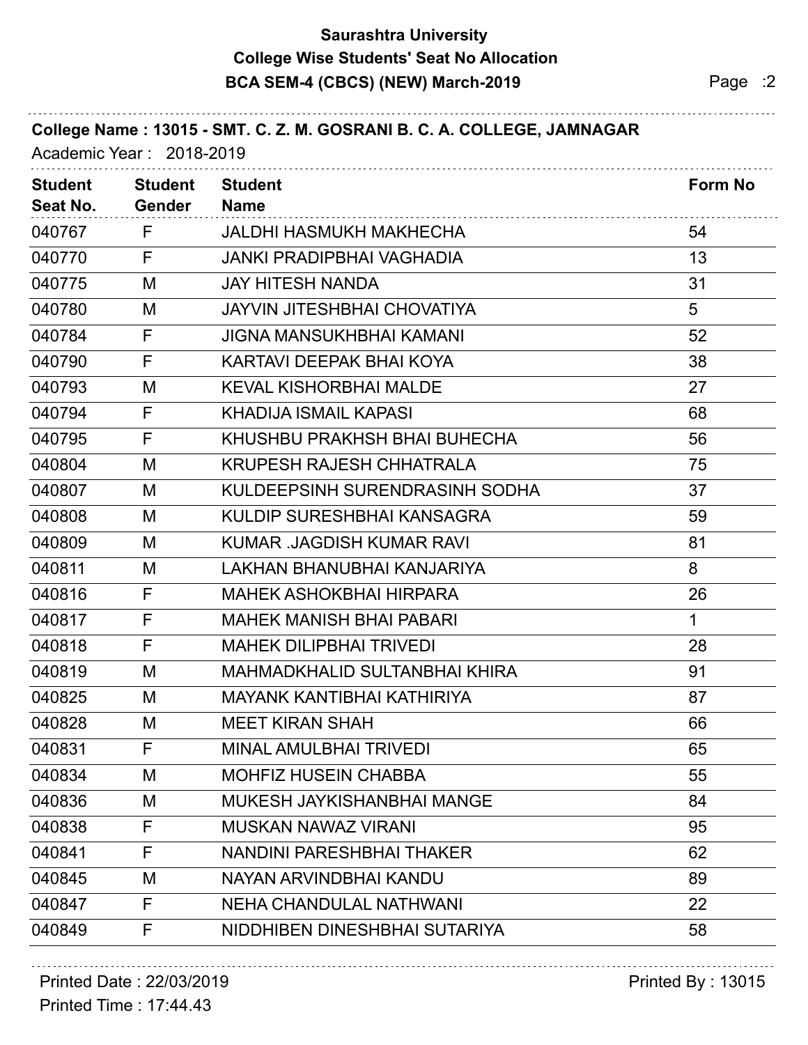**Saurashtra University**

**College Wise Students' Seat No Allocation**

**BCA SEM-4 (CBCS) (NEW) March-2019**

**College Name : 13015 - SMT. C. Z. M. GOSRANI B. C. A. COLLEGE, JAMNAGAR**

Academic Year : 2018-2019

| Student Seat No. | Student Gender | Student Name | Form No |
|---|---|---|---|
| 040767 | F | JALDHI HASMUKH MAKHECHA | 54 |
| 040770 | F | JANKI PRADIPBHAI VAGHADIA | 13 |
| 040775 | M | JAY HITESH NANDA | 31 |
| 040780 | M | JAYVIN JITESHBHAI CHOVATIYA | 5 |
| 040784 | F | JIGNA MANSUKHBHAI KAMANI | 52 |
| 040790 | F | KARTAVI DEEPAK BHAI KOYA | 38 |
| 040793 | M | KEVAL KISHORBHAI MALDE | 27 |
| 040794 | F | KHADIJA ISMAIL KAPASI | 68 |
| 040795 | F | KHUSHBU PRAKHSH BHAI BUHECHA | 56 |
| 040804 | M | KRUPESH RAJESH CHHATRALA | 75 |
| 040807 | M | KULDEEPSINH SURENDRASINH SODHA | 37 |
| 040808 | M | KULDIP SURESHBHAI KANSAGRA | 59 |
| 040809 | M | KUMAR .JAGDISH KUMAR RAVI | 81 |
| 040811 | M | LAKHAN BHANUBHAI KANJARIYA | 8 |
| 040816 | F | MAHEK ASHOKBHAI HIRPARA | 26 |
| 040817 | F | MAHEK MANISH BHAI PABARI | 1 |
| 040818 | F | MAHEK DILIPBHAI TRIVEDI | 28 |
| 040819 | M | MAHMADKHALID SULTANBHAI KHIRA | 91 |
| 040825 | M | MAYANK KANTIBHAI KATHIRIYA | 87 |
| 040828 | M | MEET KIRAN SHAH | 66 |
| 040831 | F | MINAL AMULBHAI TRIVEDI | 65 |
| 040834 | M | MOHFIZ HUSEIN CHABBA | 55 |
| 040836 | M | MUKESH JAYKISHANBHAI MANGE | 84 |
| 040838 | F | MUSKAN NAWAZ VIRANI | 95 |
| 040841 | F | NANDINI PARESHBHAI THAKER | 62 |
| 040845 | M | NAYAN ARVINDBHAI KANDU | 89 |
| 040847 | F | NEHA CHANDULAL NATHWANI | 22 |
| 040849 | F | NIDDHIBEN DINESHBHAI SUTARIYA | 58 |

Printed Date : 22/03/2019

Printed Time : 17:44.43

Printed By : 13015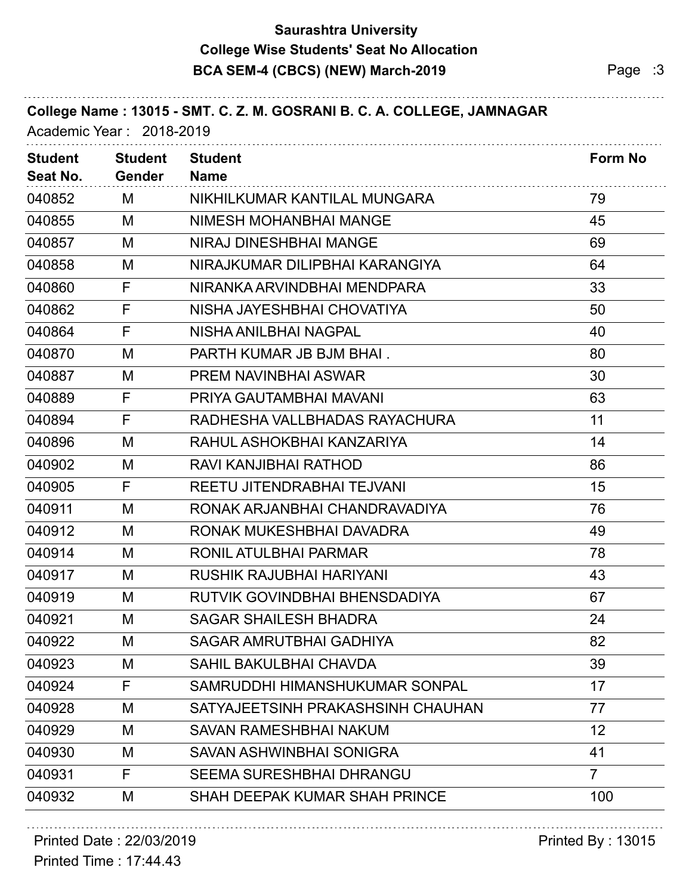# Saurashtra University
## College Wise Students' Seat No Allocation
## BCA SEM-4 (CBCS) (NEW) March-2019

**College Name : 13015 - SMT. C. Z. M. GOSRANI B. C. A. COLLEGE, JAMNAGAR**

Academic Year : 2018-2019

| Student Seat No. | Student Gender | Student Name | Form No |
|---|---|---|---|
| 040852 | M | NIKHILKUMAR KANTILAL MUNGARA | 79 |
| 040855 | M | NIMESH MOHANBHAI MANGE | 45 |
| 040857 | M | NIRAJ DINESHBHAI MANGE | 69 |
| 040858 | M | NIRAJKUMAR DILIPBHAI KARANGIYA | 64 |
| 040860 | F | NIRANKA ARVINDBHAI MENDPARA | 33 |
| 040862 | F | NISHA JAYESHBHAI CHOVATIYA | 50 |
| 040864 | F | NISHA ANILBHAI NAGPAL | 40 |
| 040870 | M | PARTH KUMAR JB BJM BHAI . | 80 |
| 040887 | M | PREM NAVINBHAI ASWAR | 30 |
| 040889 | F | PRIYA GAUTAMBHAI MAVANI | 63 |
| 040894 | F | RADHESHA VALLBHADAS RAYACHURA | 11 |
| 040896 | M | RAHUL ASHOKBHAI KANZARIYA | 14 |
| 040902 | M | RAVI KANJIBHAI RATHOD | 86 |
| 040905 | F | REETU JITENDRABHAI TEJVANI | 15 |
| 040911 | M | RONAK ARJANBHAI CHANDRAVADIYA | 76 |
| 040912 | M | RONAK MUKESHBHAI DAVADRA | 49 |
| 040914 | M | RONIL ATULBHAI PARMAR | 78 |
| 040917 | M | RUSHIK RAJUBHAI HARIYANI | 43 |
| 040919 | M | RUTVIK GOVINDBHAI BHENSDADIYA | 67 |
| 040921 | M | SAGAR SHAILESH BHADRA | 24 |
| 040922 | M | SAGAR AMRUTBHAI GADHIYA | 82 |
| 040923 | M | SAHIL BAKULBHAI CHAVDA | 39 |
| 040924 | F | SAMRUDDHI HIMANSHUKUMAR SONPAL | 17 |
| 040928 | M | SATYAJEETSINH PRAKASHSINH CHAUHAN | 77 |
| 040929 | M | SAVAN RAMESHBHAI NAKUM | 12 |
| 040930 | M | SAVAN ASHWINBHAI SONIGRA | 41 |
| 040931 | F | SEEMA SURESHBHAI DHRANGU | 7 |
| 040932 | M | SHAH DEEPAK KUMAR SHAH PRINCE | 100 |

Printed Date : 22/03/2019

Printed Time : 17:44.43

Printed By : 13015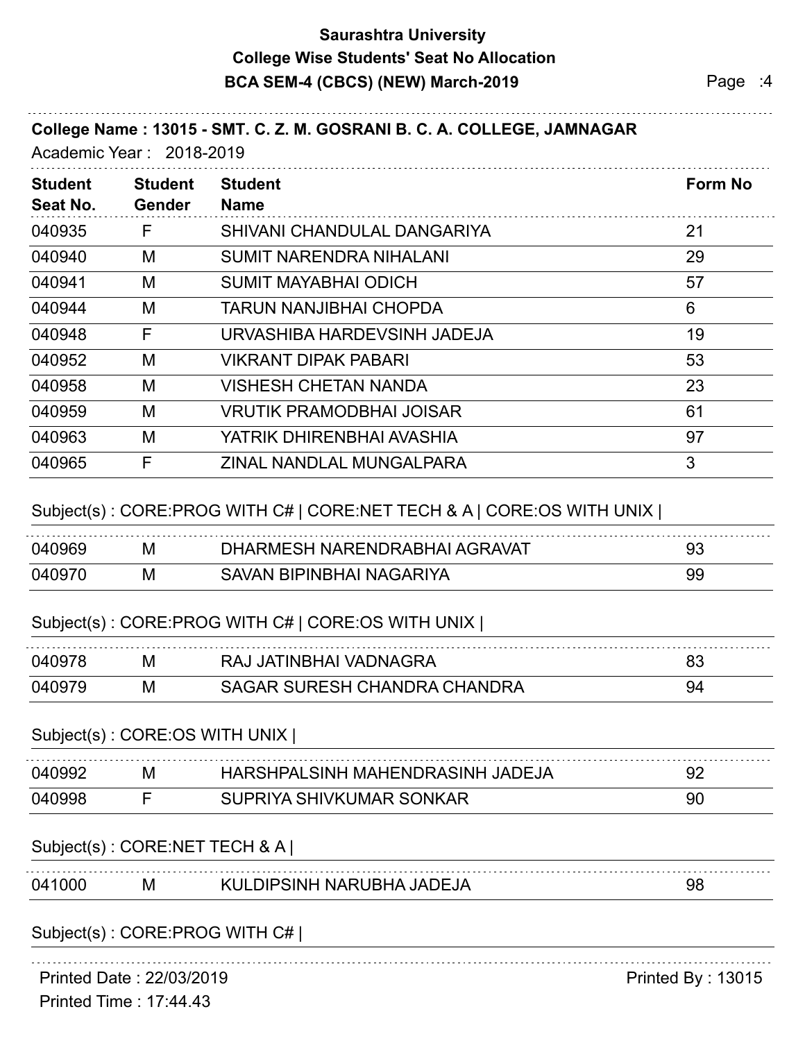# Saurashtra University

## College Wise Students' Seat No Allocation

## BCA SEM-4 (CBCS) (NEW) March-2019

**College Name : 13015 - SMT. C. Z. M. GOSRANI B. C. A. COLLEGE, JAMNAGAR**

Academic Year : 2018-2019

| Student Seat No. | Student Gender | Student Name | Form No |
|---|---|---|---|
| 040935 | F | SHIVANI CHANDULAL DANGARIYA | 21 |
| 040940 | M | SUMIT NARENDRA NIHALANI | 29 |
| 040941 | M | SUMIT MAYABHAI ODICH | 57 |
| 040944 | M | TARUN NANJIBHAI CHOPDA | 6 |
| 040948 | F | URVASHIBA HARDEVSINH JADEJA | 19 |
| 040952 | M | VIKRANT DIPAK PABARI | 53 |
| 040958 | M | VISHESH CHETAN NANDA | 23 |
| 040959 | M | VRUTIK PRAMODBHAI JOISAR | 61 |
| 040963 | M | YATRIK DHIRENBHAI AVASHIA | 97 |
| 040965 | F | ZINAL NANDLAL MUNGALPARA | 3 |

Subject(s) : CORE:PROG WITH C# | CORE:NET TECH & A | CORE:OS WITH UNIX |

| Student Seat No. | Student Gender | Student Name | Form No |
|---|---|---|---|
| 040969 | M | DHARMESH NARENDRABHAI AGRAVAT | 93 |
| 040970 | M | SAVAN BIPINBHAI NAGARIYA | 99 |

Subject(s) : CORE:PROG WITH C# | CORE:OS WITH UNIX |

| Student Seat No. | Student Gender | Student Name | Form No |
|---|---|---|---|
| 040978 | M | RAJ JATINBHAI VADNAGRA | 83 |
| 040979 | M | SAGAR SURESH CHANDRA CHANDRA | 94 |

Subject(s) : CORE:OS WITH UNIX |

| Student Seat No. | Student Gender | Student Name | Form No |
|---|---|---|---|
| 040992 | M | HARSHPALSINH MAHENDRASINH JADEJA | 92 |
| 040998 | F | SUPRIYA SHIVKUMAR SONKAR | 90 |

Subject(s) : CORE:NET TECH & A |

| Student Seat No. | Student Gender | Student Name | Form No |
|---|---|---|---|
| 041000 | M | KULDIPSINH NARUBHA JADEJA | 98 |

Subject(s) : CORE:PROG WITH C# |

Printed Date : 22/03/2019

Printed Time : 17:44.43

Printed By : 13015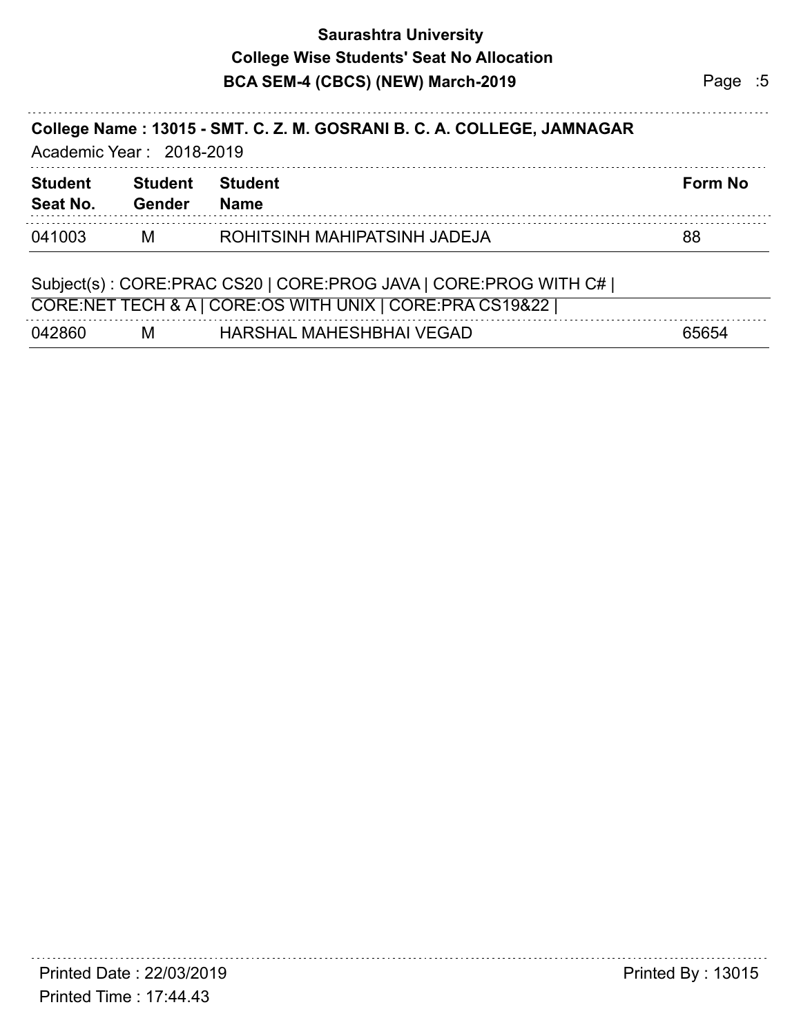**Saurashtra University**

**College Wise Students' Seat No Allocation**

**BCA SEM-4 (CBCS) (NEW) March-2019**

**College Name : 13015 - SMT. C. Z. M. GOSRANI B. C. A. COLLEGE, JAMNAGAR**

Academic Year : 2018-2019

| Student Seat No. | Student Gender | Student Name | Form No |
|---|---|---|---|
| 041003 | M | ROHITSINH MAHIPATSINH JADEJA | 88 |

Subject(s) : CORE:PRAC CS20 | CORE:PROG JAVA | CORE:PROG WITH C# |
CORE:NET TECH & A | CORE:OS WITH UNIX | CORE:PRA CS19&22 |

| Student Seat No. | Student Gender | Student Name | Form No |
|---|---|---|---|
| 042860 | M | HARSHAL MAHESHBHAI VEGAD | 65654 |

Printed Date : 22/03/2019

Printed Time : 17:44.43

Printed By : 13015